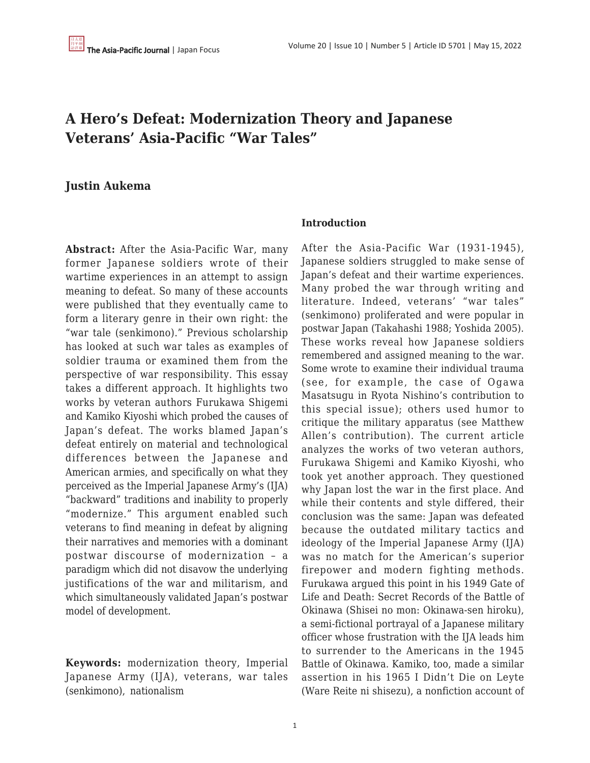# A Hero's Defeat: Modernization Theory and Japanese Veterans' Asia-Pacific "War Tales"

## Justin Aukema

**Abstract:** After the Asia-Pacific War, many former Japanese soldiers wrote of their wartime experiences in an attempt to assign meaning to defeat. So many of these accounts were published that they eventually came to form a literary genre in their own right: the "war tale (senkimono)." Previous scholarship has looked at such war tales as examples of soldier trauma or examined them from the perspective of war responsibility. This essay takes a different approach. It highlights two works by veteran authors Furukawa Shigemi and Kamiko Kiyoshi which probed the causes of Japan's defeat. The works blamed Japan's defeat entirely on material and technological differences between the Japanese and American armies, and specifically on what they perceived as the Imperial Japanese Army's (IJA) "backward" traditions and inability to properly "modernize." This argument enabled such veterans to find meaning in defeat by aligning their narratives and memories with a dominant postwar discourse of modernization – a paradigm which did not disavow the underlying justifications of the war and militarism, and which simultaneously validated Japan's postwar model of development.

**Keywords:** modernization theory, Imperial Japanese Army (IJA), veterans, war tales (senkimono), nationalism

### Introduction

After the Asia-Pacific War (1931-1945), Japanese soldiers struggled to make sense of Japan's defeat and their wartime experiences. Many probed the war through writing and literature. Indeed, veterans' "war tales" (senkimono) proliferated and were popular in postwar Japan (Takahashi 1988; Yoshida 2005). These works reveal how Japanese soldiers remembered and assigned meaning to the war. Some wrote to examine their individual trauma (see, for example, the case of Ogawa Masatsugu in Ryota Nishino's contribution to this special issue); others used humor to critique the military apparatus (see Matthew Allen's contribution). The current article analyzes the works of two veteran authors, Furukawa Shigemi and Kamiko Kiyoshi, who took yet another approach. They questioned why Japan lost the war in the first place. And while their contents and style differed, their conclusion was the same: Japan was defeated because the outdated military tactics and ideology of the Imperial Japanese Army (IJA) was no match for the American's superior firepower and modern fighting methods. Furukawa argued this point in his 1949 Gate of Life and Death: Secret Records of the Battle of Okinawa (Shisei no mon: Okinawa-sen hiroku), a semi-fictional portrayal of a Japanese military officer whose frustration with the IJA leads him to surrender to the Americans in the 1945 Battle of Okinawa. Kamiko, too, made a similar assertion in his 1965 I Didn't Die on Leyte (Ware Reite ni shisezu), a nonfiction account of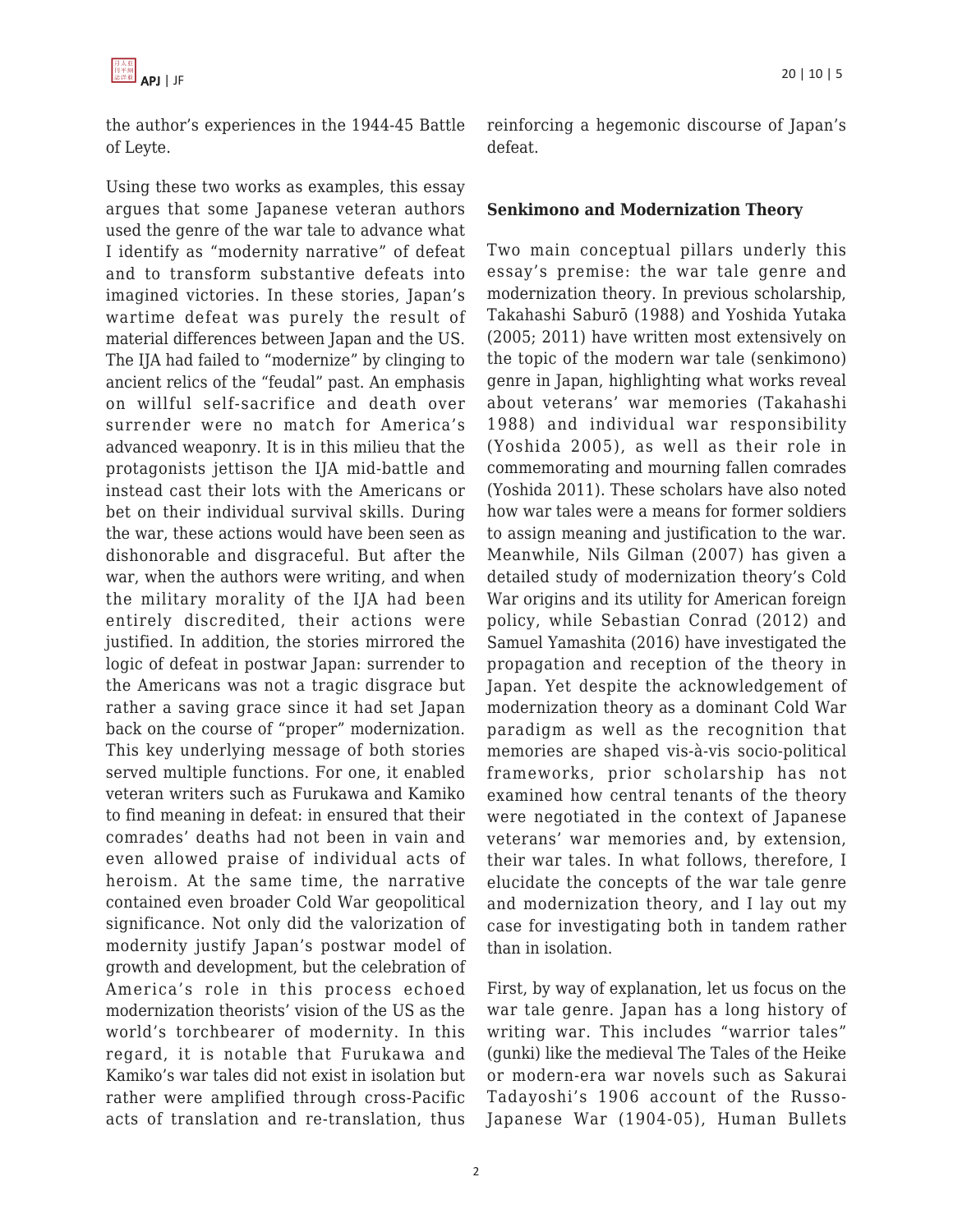the author's experiences in the 1944-45 Battle of Leyte.

Using these two works as examples, this essay argues that some Japanese veteran authors used the genre of the war tale to advance what I identify as "modernity narrative" of defeat and to transform substantive defeats into imagined victories. In these stories, Japan's wartime defeat was purely the result of material differences between Japan and the US. The IJA had failed to "modernize" by clinging to ancient relics of the "feudal" past. An emphasis on willful self-sacrifice and death over surrender were no match for America's advanced weaponry. It is in this milieu that the protagonists jettison the IJA mid-battle and instead cast their lots with the Americans or bet on their individual survival skills. During the war, these actions would have been seen as dishonorable and disgraceful. But after the war, when the authors were writing, and when the military morality of the IJA had been entirely discredited, their actions were justified. In addition, the stories mirrored the logic of defeat in postwar Japan: surrender to the Americans was not a tragic disgrace but rather a saving grace since it had set Japan back on the course of "proper" modernization. This key underlying message of both stories served multiple functions. For one, it enabled veteran writers such as Furukawa and Kamiko to find meaning in defeat: in ensured that their comrades' deaths had not been in vain and even allowed praise of individual acts of heroism. At the same time, the narrative contained even broader Cold War geopolitical significance. Not only did the valorization of modernity justify Japan's postwar model of growth and development, but the celebration of America's role in this process echoed modernization theorists' vision of the US as the world's torchbearer of modernity. In this regard, it is notable that Furukawa and Kamiko's war tales did not exist in isolation but rather were amplified through cross-Pacific acts of translation and re-translation, thus reinforcing a hegemonic discourse of Japan's defeat.

## Senkimono and Modernization Theory

Two main conceptual pillars underly this essay's premise: the war tale genre and modernization theory. In previous scholarship, Takahashi Saburō (1988) and Yoshida Yutaka (2005; 2011) have written most extensively on the topic of the modern war tale (senkimono) genre in Japan, highlighting what works reveal about veterans' war memories (Takahashi 1988) and individual war responsibility (Yoshida 2005), as well as their role in commemorating and mourning fallen comrades (Yoshida 2011). These scholars have also noted how war tales were a means for former soldiers to assign meaning and justification to the war. Meanwhile, Nils Gilman (2007) has given a detailed study of modernization theory's Cold War origins and its utility for American foreign policy, while Sebastian Conrad (2012) and Samuel Yamashita (2016) have investigated the propagation and reception of the theory in Japan. Yet despite the acknowledgement of modernization theory as a dominant Cold War paradigm as well as the recognition that memories are shaped vis-à-vis socio-political frameworks, prior scholarship has not examined how central tenants of the theory were negotiated in the context of Japanese veterans' war memories and, by extension, their war tales. In what follows, therefore, I elucidate the concepts of the war tale genre and modernization theory, and I lay out my case for investigating both in tandem rather than in isolation.

First, by way of explanation, let us focus on the war tale genre. Japan has a long history of writing war. This includes "warrior tales" (gunki) like the medieval The Tales of the Heike or modern-era war novels such as Sakurai Tadayoshi's 1906 account of the Russo-Japanese War (1904-05), Human Bullets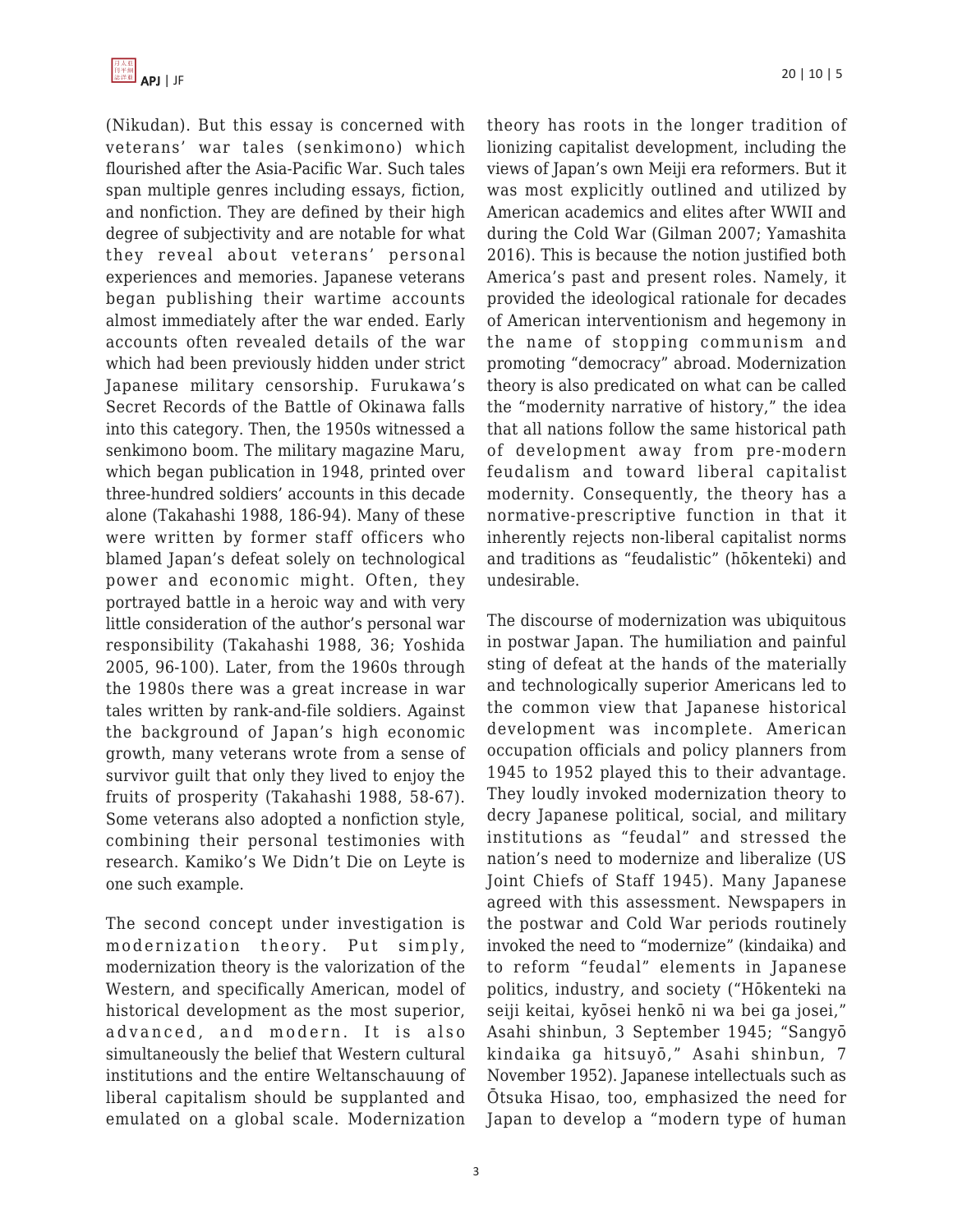(Nikudan). But this essay is concerned with veterans' war tales (senkimono) which flourished after the Asia-Pacific War. Such tales span multiple genres including essays, fiction, and nonfiction. They are defined by their high degree of subjectivity and are notable for what they reveal about veterans' personal experiences and memories. Japanese veterans began publishing their wartime accounts almost immediately after the war ended. Early accounts often revealed details of the war which had been previously hidden under strict Japanese military censorship. Furukawa's Secret Records of the Battle of Okinawa falls into this category. Then, the 1950s witnessed a senkimono boom. The military magazine Maru, which began publication in 1948, printed over three-hundred soldiers' accounts in this decade alone (Takahashi 1988, 186-94). Many of these were written by former staff officers who blamed Japan's defeat solely on technological power and economic might. Often, they portrayed battle in a heroic way and with very little consideration of the author's personal war responsibility (Takahashi 1988, 36; Yoshida 2005, 96-100). Later, from the 1960s through the 1980s there was a great increase in war tales written by rank-and-file soldiers. Against the background of Japan's high economic growth, many veterans wrote from a sense of survivor guilt that only they lived to enjoy the fruits of prosperity (Takahashi 1988, 58-67). Some veterans also adopted a nonfiction style, combining their personal testimonies with research. Kamiko's We Didn't Die on Leyte is one such example.

The second concept under investigation is modernization theory. Put simply, modernization theory is the valorization of the Western, and specifically American, model of historical development as the most superior, advanced, and modern. It is also simultaneously the belief that Western cultural institutions and the entire Weltanschauung of liberal capitalism should be supplanted and emulated on a global scale. Modernization theory has roots in the longer tradition of lionizing capitalist development, including the views of Japan's own Meiji era reformers. But it was most explicitly outlined and utilized by American academics and elites after WWII and during the Cold War (Gilman 2007; Yamashita 2016). This is because the notion justified both America's past and present roles. Namely, it provided the ideological rationale for decades of American interventionism and hegemony in the name of stopping communism and promoting "democracy" abroad. Modernization theory is also predicated on what can be called the "modernity narrative of history," the idea that all nations follow the same historical path of development away from pre-modern feudalism and toward liberal capitalist modernity. Consequently, the theory has a normative-prescriptive function in that it inherently rejects non-liberal capitalist norms and traditions as "feudalistic" (hōkenteki) and undesirable.

The discourse of modernization was ubiquitous in postwar Japan. The humiliation and painful sting of defeat at the hands of the materially and technologically superior Americans led to the common view that Japanese historical development was incomplete. American occupation officials and policy planners from 1945 to 1952 played this to their advantage. They loudly invoked modernization theory to decry Japanese political, social, and military institutions as "feudal" and stressed the nation's need to modernize and liberalize (US Joint Chiefs of Staff 1945). Many Japanese agreed with this assessment. Newspapers in the postwar and Cold War periods routinely invoked the need to "modernize" (kindaika) and to reform "feudal" elements in Japanese politics, industry, and society ("Hōkenteki na seiji keitai, kyōsei henkō ni wa bei ga josei," Asahi shinbun, 3 September 1945; "Sangyō kindaika ga hitsuyō," Asahi shinbun, 7 November 1952). Japanese intellectuals such as Ōtsuka Hisao, too, emphasized the need for Japan to develop a "modern type of human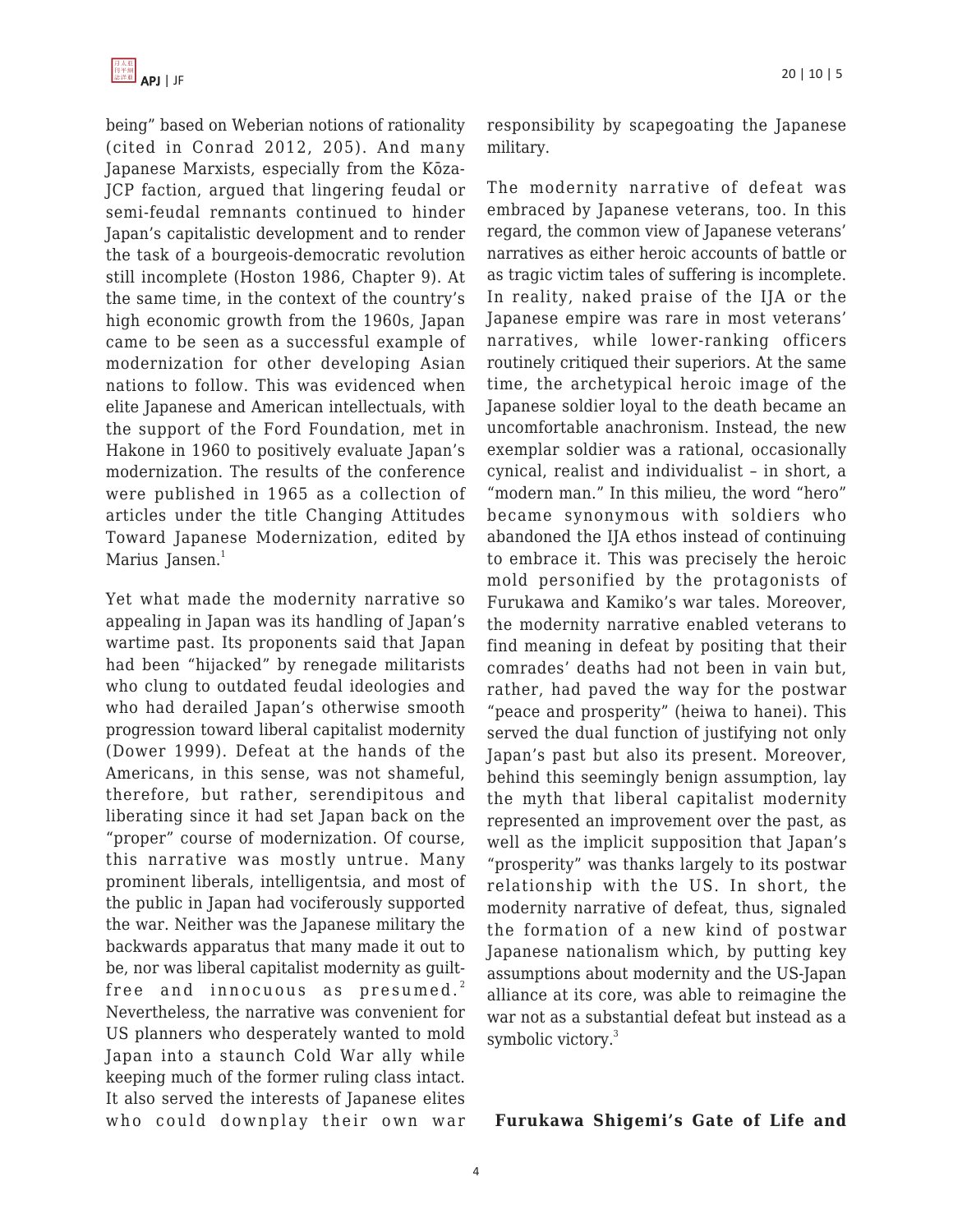being" based on Weberian notions of rationality (cited in Conrad 2012, 205). And many Japanese Marxists, especially from the Kōza-JCP faction, argued that lingering feudal or semi-feudal remnants continued to hinder Japan's capitalistic development and to render the task of a bourgeois-democratic revolution still incomplete (Hoston 1986, Chapter 9). At the same time, in the context of the country's high economic growth from the 1960s, Japan came to be seen as a successful example of modernization for other developing Asian nations to follow. This was evidenced when elite Japanese and American intellectuals, with the support of the Ford Foundation, met in Hakone in 1960 to positively evaluate Japan's modernization. The results of the conference were published in 1965 as a collection of articles under the title Changing Attitudes Toward Japanese Modernization, edited by Marius Jansen.[1]

Yet what made the modernity narrative so appealing in Japan was its handling of Japan's wartime past. Its proponents said that Japan had been "hijacked" by renegade militarists who clung to outdated feudal ideologies and who had derailed Japan's otherwise smooth progression toward liberal capitalist modernity (Dower 1999). Defeat at the hands of the Americans, in this sense, was not shameful, therefore, but rather, serendipitous and liberating since it had set Japan back on the "proper" course of modernization. Of course, this narrative was mostly untrue. Many prominent liberals, intelligentsia, and most of the public in Japan had vociferously supported the war. Neither was the Japanese military the backwards apparatus that many made it out to be, nor was liberal capitalist modernity as guilt-free and innocuous as presumed.[2] Nevertheless, the narrative was convenient for US planners who desperately wanted to mold Japan into a staunch Cold War ally while keeping much of the former ruling class intact. It also served the interests of Japanese elites who could downplay their own war responsibility by scapegoating the Japanese military.

The modernity narrative of defeat was embraced by Japanese veterans, too. In this regard, the common view of Japanese veterans' narratives as either heroic accounts of battle or as tragic victim tales of suffering is incomplete. In reality, naked praise of the IJA or the Japanese empire was rare in most veterans' narratives, while lower-ranking officers routinely critiqued their superiors. At the same time, the archetypical heroic image of the Japanese soldier loyal to the death became an uncomfortable anachronism. Instead, the new exemplar soldier was a rational, occasionally cynical, realist and individualist – in short, a "modern man." In this milieu, the word "hero" became synonymous with soldiers who abandoned the IJA ethos instead of continuing to embrace it. This was precisely the heroic mold personified by the protagonists of Furukawa and Kamiko's war tales. Moreover, the modernity narrative enabled veterans to find meaning in defeat by positing that their comrades' deaths had not been in vain but, rather, had paved the way for the postwar "peace and prosperity" (heiwa to hanei). This served the dual function of justifying not only Japan's past but also its present. Moreover, behind this seemingly benign assumption, lay the myth that liberal capitalist modernity represented an improvement over the past, as well as the implicit supposition that Japan's "prosperity" was thanks largely to its postwar relationship with the US. In short, the modernity narrative of defeat, thus, signaled the formation of a new kind of postwar Japanese nationalism which, by putting key assumptions about modernity and the US-Japan alliance at its core, was able to reimagine the war not as a substantial defeat but instead as a symbolic victory.[3]

**Furukawa Shigemi's Gate of Life and**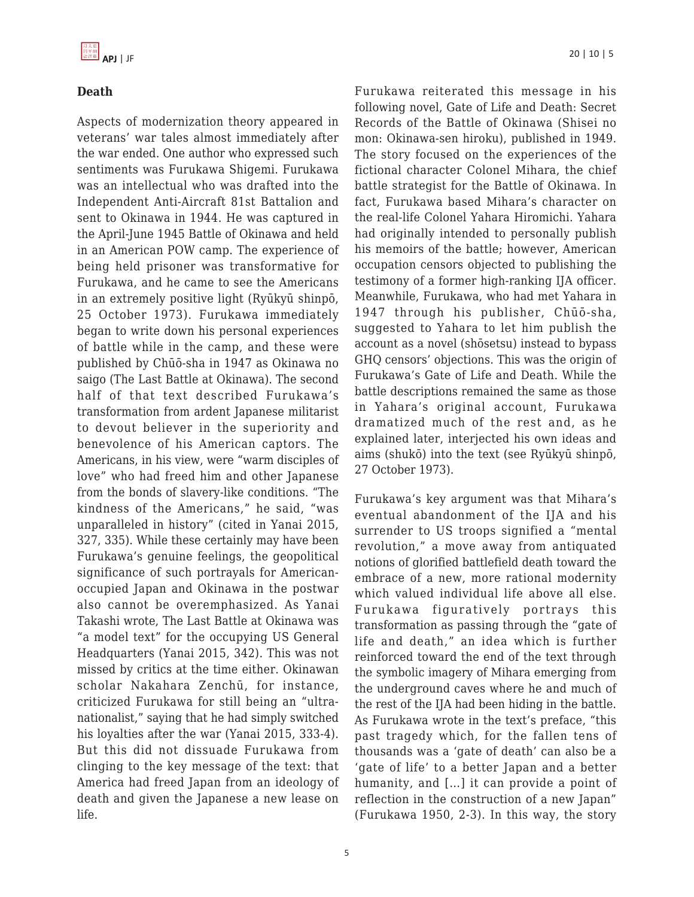## Death

Aspects of modernization theory appeared in veterans' war tales almost immediately after the war ended. One author who expressed such sentiments was Furukawa Shigemi. Furukawa was an intellectual who was drafted into the Independent Anti-Aircraft 81st Battalion and sent to Okinawa in 1944. He was captured in the April-June 1945 Battle of Okinawa and held in an American POW camp. The experience of being held prisoner was transformative for Furukawa, and he came to see the Americans in an extremely positive light (Ryūkyū shinpō, 25 October 1973). Furukawa immediately began to write down his personal experiences of battle while in the camp, and these were published by Chūō-sha in 1947 as Okinawa no saigo (The Last Battle at Okinawa). The second half of that text described Furukawa's transformation from ardent Japanese militarist to devout believer in the superiority and benevolence of his American captors. The Americans, in his view, were "warm disciples of love" who had freed him and other Japanese from the bonds of slavery-like conditions. "The kindness of the Americans," he said, "was unparalleled in history" (cited in Yanai 2015, 327, 335). While these certainly may have been Furukawa's genuine feelings, the geopolitical significance of such portrayals for American-occupied Japan and Okinawa in the postwar also cannot be overemphasized. As Yanai Takashi wrote, The Last Battle at Okinawa was "a model text" for the occupying US General Headquarters (Yanai 2015, 342). This was not missed by critics at the time either. Okinawan scholar Nakahara Zenchū, for instance, criticized Furukawa for still being an "ultra-nationalist," saying that he had simply switched his loyalties after the war (Yanai 2015, 333-4). But this did not dissuade Furukawa from clinging to the key message of the text: that America had freed Japan from an ideology of death and given the Japanese a new lease on life.

Furukawa reiterated this message in his following novel, Gate of Life and Death: Secret Records of the Battle of Okinawa (Shisei no mon: Okinawa-sen hiroku), published in 1949. The story focused on the experiences of the fictional character Colonel Mihara, the chief battle strategist for the Battle of Okinawa. In fact, Furukawa based Mihara's character on the real-life Colonel Yahara Hiromichi. Yahara had originally intended to personally publish his memoirs of the battle; however, American occupation censors objected to publishing the testimony of a former high-ranking IJA officer. Meanwhile, Furukawa, who had met Yahara in 1947 through his publisher, Chūō-sha, suggested to Yahara to let him publish the account as a novel (shōsetsu) instead to bypass GHQ censors' objections. This was the origin of Furukawa's Gate of Life and Death. While the battle descriptions remained the same as those in Yahara's original account, Furukawa dramatized much of the rest and, as he explained later, interjected his own ideas and aims (shukō) into the text (see Ryūkyū shinpō, 27 October 1973).

Furukawa's key argument was that Mihara's eventual abandonment of the IJA and his surrender to US troops signified a "mental revolution," a move away from antiquated notions of glorified battlefield death toward the embrace of a new, more rational modernity which valued individual life above all else. Furukawa figuratively portrays this transformation as passing through the "gate of life and death," an idea which is further reinforced toward the end of the text through the symbolic imagery of Mihara emerging from the underground caves where he and much of the rest of the IJA had been hiding in the battle. As Furukawa wrote in the text's preface, "this past tragedy which, for the fallen tens of thousands was a 'gate of death' can also be a 'gate of life' to a better Japan and a better humanity, and [...] it can provide a point of reflection in the construction of a new Japan" (Furukawa 1950, 2-3). In this way, the story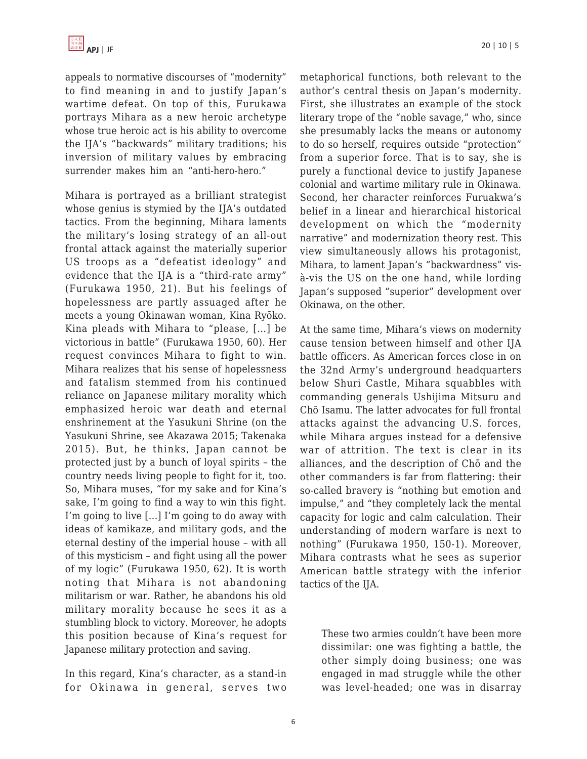appeals to normative discourses of "modernity" to find meaning in and to justify Japan's wartime defeat. On top of this, Furukawa portrays Mihara as a new heroic archetype whose true heroic act is his ability to overcome the IJA's "backwards" military traditions; his inversion of military values by embracing surrender makes him an "anti-hero-hero."

Mihara is portrayed as a brilliant strategist whose genius is stymied by the IJA's outdated tactics. From the beginning, Mihara laments the military's losing strategy of an all-out frontal attack against the materially superior US troops as a "defeatist ideology" and evidence that the IJA is a "third-rate army" (Furukawa 1950, 21). But his feelings of hopelessness are partly assuaged after he meets a young Okinawan woman, Kina Ryōko. Kina pleads with Mihara to "please, [...] be victorious in battle" (Furukawa 1950, 60). Her request convinces Mihara to fight to win. Mihara realizes that his sense of hopelessness and fatalism stemmed from his continued reliance on Japanese military morality which emphasized heroic war death and eternal enshrinement at the Yasukuni Shrine (on the Yasukuni Shrine, see Akazawa 2015; Takenaka 2015). But, he thinks, Japan cannot be protected just by a bunch of loyal spirits – the country needs living people to fight for it, too. So, Mihara muses, "for my sake and for Kina's sake, I'm going to find a way to win this fight. I'm going to live [...] I'm going to do away with ideas of kamikaze, and military gods, and the eternal destiny of the imperial house – with all of this mysticism – and fight using all the power of my logic" (Furukawa 1950, 62). It is worth noting that Mihara is not abandoning militarism or war. Rather, he abandons his old military morality because he sees it as a stumbling block to victory. Moreover, he adopts this position because of Kina's request for Japanese military protection and saving.

In this regard, Kina's character, as a stand-in for Okinawa in general, serves two metaphorical functions, both relevant to the author's central thesis on Japan's modernity. First, she illustrates an example of the stock literary trope of the "noble savage," who, since she presumably lacks the means or autonomy to do so herself, requires outside "protection" from a superior force. That is to say, she is purely a functional device to justify Japanese colonial and wartime military rule in Okinawa. Second, her character reinforces Furuakwa's belief in a linear and hierarchical historical development on which the "modernity narrative" and modernization theory rest. This view simultaneously allows his protagonist, Mihara, to lament Japan's "backwardness" vis-à-vis the US on the one hand, while lording Japan's supposed "superior" development over Okinawa, on the other.

At the same time, Mihara's views on modernity cause tension between himself and other IJA battle officers. As American forces close in on the 32nd Army's underground headquarters below Shuri Castle, Mihara squabbles with commanding generals Ushijima Mitsuru and Chō Isamu. The latter advocates for full frontal attacks against the advancing U.S. forces, while Mihara argues instead for a defensive war of attrition. The text is clear in its alliances, and the description of Chō and the other commanders is far from flattering: their so-called bravery is "nothing but emotion and impulse," and "they completely lack the mental capacity for logic and calm calculation. Their understanding of modern warfare is next to nothing" (Furukawa 1950, 150-1). Moreover, Mihara contrasts what he sees as superior American battle strategy with the inferior tactics of the IJA.

> These two armies couldn't have been more dissimilar: one was fighting a battle, the other simply doing business; one was engaged in mad struggle while the other was level-headed; one was in disarray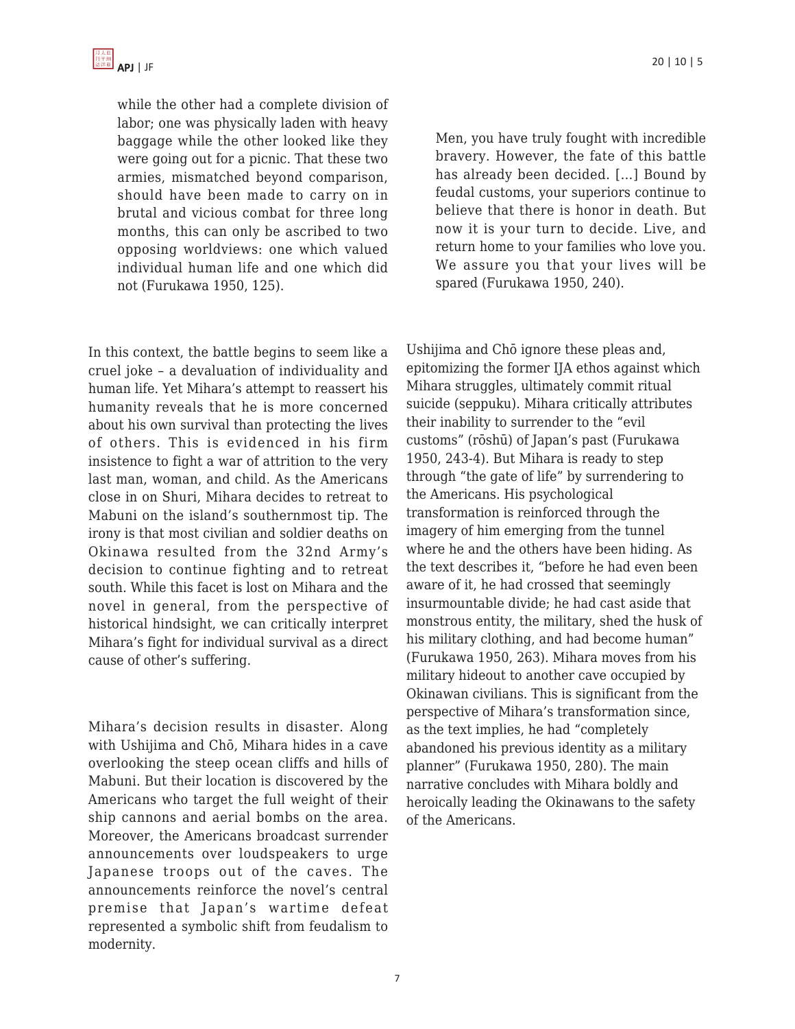> while the other had a complete division of labor; one was physically laden with heavy baggage while the other looked like they were going out for a picnic. That these two armies, mismatched beyond comparison, should have been made to carry on in brutal and vicious combat for three long months, this can only be ascribed to two opposing worldviews: one which valued individual human life and one which did not (Furukawa 1950, 125).

In this context, the battle begins to seem like a cruel joke – a devaluation of individuality and human life. Yet Mihara's attempt to reassert his humanity reveals that he is more concerned about his own survival than protecting the lives of others. This is evidenced in his firm insistence to fight a war of attrition to the very last man, woman, and child. As the Americans close in on Shuri, Mihara decides to retreat to Mabuni on the island's southernmost tip. The irony is that most civilian and soldier deaths on Okinawa resulted from the 32nd Army's decision to continue fighting and to retreat south. While this facet is lost on Mihara and the novel in general, from the perspective of historical hindsight, we can critically interpret Mihara's fight for individual survival as a direct cause of other's suffering.

Mihara's decision results in disaster. Along with Ushijima and Chō, Mihara hides in a cave overlooking the steep ocean cliffs and hills of Mabuni. But their location is discovered by the Americans who target the full weight of their ship cannons and aerial bombs on the area. Moreover, the Americans broadcast surrender announcements over loudspeakers to urge Japanese troops out of the caves. The announcements reinforce the novel's central premise that Japan's wartime defeat represented a symbolic shift from feudalism to modernity.

> Men, you have truly fought with incredible bravery. However, the fate of this battle has already been decided. […] Bound by feudal customs, your superiors continue to believe that there is honor in death. But now it is your turn to decide. Live, and return home to your families who love you. We assure you that your lives will be spared (Furukawa 1950, 240).

Ushijima and Chō ignore these pleas and, epitomizing the former IJA ethos against which Mihara struggles, ultimately commit ritual suicide (seppuku). Mihara critically attributes their inability to surrender to the "evil customs" (rōshū) of Japan's past (Furukawa 1950, 243-4). But Mihara is ready to step through "the gate of life" by surrendering to the Americans. His psychological transformation is reinforced through the imagery of him emerging from the tunnel where he and the others have been hiding. As the text describes it, "before he had even been aware of it, he had crossed that seemingly insurmountable divide; he had cast aside that monstrous entity, the military, shed the husk of his military clothing, and had become human" (Furukawa 1950, 263). Mihara moves from his military hideout to another cave occupied by Okinawan civilians. This is significant from the perspective of Mihara's transformation since, as the text implies, he had "completely abandoned his previous identity as a military planner" (Furukawa 1950, 280). The main narrative concludes with Mihara boldly and heroically leading the Okinawans to the safety of the Americans.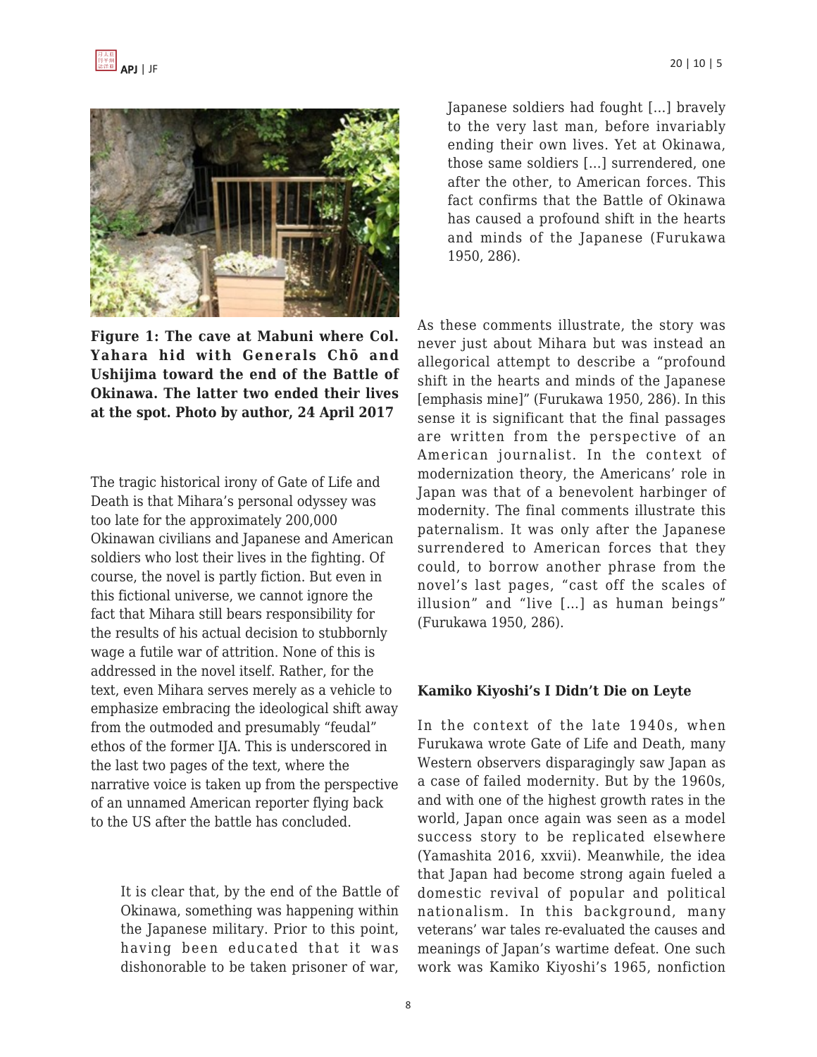**Figure 1: The cave at Mabuni where Col. Yahara hid with Generals Chō and Ushijima toward the end of the Battle of Okinawa. The latter two ended their lives at the spot. Photo by author, 24 April 2017**

The tragic historical irony of Gate of Life and Death is that Mihara's personal odyssey was too late for the approximately 200,000 Okinawan civilians and Japanese and American soldiers who lost their lives in the fighting. Of course, the novel is partly fiction. But even in this fictional universe, we cannot ignore the fact that Mihara still bears responsibility for the results of his actual decision to stubbornly wage a futile war of attrition. None of this is addressed in the novel itself. Rather, for the text, even Mihara serves merely as a vehicle to emphasize embracing the ideological shift away from the outmoded and presumably "feudal" ethos of the former IJA. This is underscored in the last two pages of the text, where the narrative voice is taken up from the perspective of an unnamed American reporter flying back to the US after the battle has concluded.

> It is clear that, by the end of the Battle of Okinawa, something was happening within the Japanese military. Prior to this point, having been educated that it was dishonorable to be taken prisoner of war, Japanese soldiers had fought [...] bravely to the very last man, before invariably ending their own lives. Yet at Okinawa, those same soldiers [...] surrendered, one after the other, to American forces. This fact confirms that the Battle of Okinawa has caused a profound shift in the hearts and minds of the Japanese (Furukawa 1950, 286).

As these comments illustrate, the story was never just about Mihara but was instead an allegorical attempt to describe a "profound shift in the hearts and minds of the Japanese [emphasis mine]" (Furukawa 1950, 286). In this sense it is significant that the final passages are written from the perspective of an American journalist. In the context of modernization theory, the Americans' role in Japan was that of a benevolent harbinger of modernity. The final comments illustrate this paternalism. It was only after the Japanese surrendered to American forces that they could, to borrow another phrase from the novel's last pages, "cast off the scales of illusion" and "live [...] as human beings" (Furukawa 1950, 286).

### Kamiko Kiyoshi's I Didn't Die on Leyte

In the context of the late 1940s, when Furukawa wrote Gate of Life and Death, many Western observers disparagingly saw Japan as a case of failed modernity. But by the 1960s, and with one of the highest growth rates in the world, Japan once again was seen as a model success story to be replicated elsewhere (Yamashita 2016, xxvii). Meanwhile, the idea that Japan had become strong again fueled a domestic revival of popular and political nationalism. In this background, many veterans' war tales re-evaluated the causes and meanings of Japan's wartime defeat. One such work was Kamiko Kiyoshi's 1965, nonfiction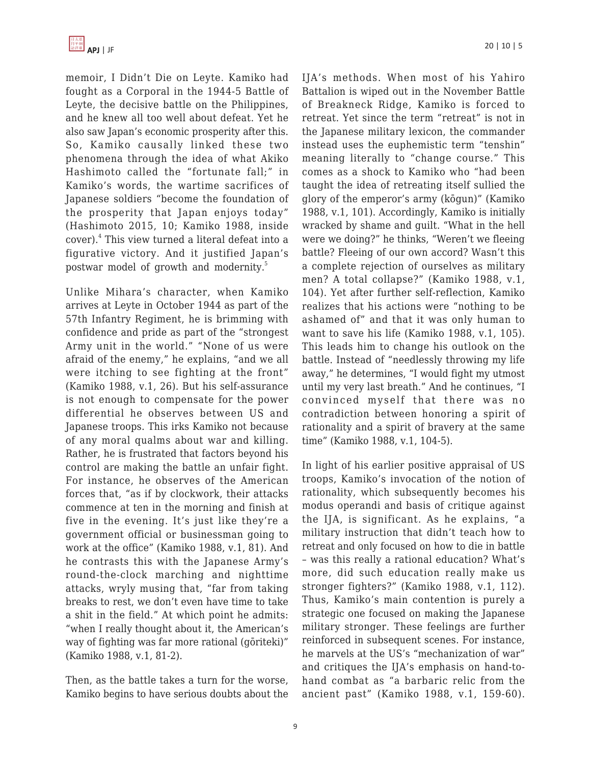memoir, I Didn't Die on Leyte. Kamiko had fought as a Corporal in the 1944-5 Battle of Leyte, the decisive battle on the Philippines, and he knew all too well about defeat. Yet he also saw Japan's economic prosperity after this. So, Kamiko causally linked these two phenomena through the idea of what Akiko Hashimoto called the "fortunate fall;" in Kamiko's words, the wartime sacrifices of Japanese soldiers "become the foundation of the prosperity that Japan enjoys today" (Hashimoto 2015, 10; Kamiko 1988, inside cover).[4] This view turned a literal defeat into a figurative victory. And it justified Japan's postwar model of growth and modernity.[5]

Unlike Mihara's character, when Kamiko arrives at Leyte in October 1944 as part of the 57th Infantry Regiment, he is brimming with confidence and pride as part of the "strongest Army unit in the world." "None of us were afraid of the enemy," he explains, "and we all were itching to see fighting at the front" (Kamiko 1988, v.1, 26). But his self-assurance is not enough to compensate for the power differential he observes between US and Japanese troops. This irks Kamiko not because of any moral qualms about war and killing. Rather, he is frustrated that factors beyond his control are making the battle an unfair fight. For instance, he observes of the American forces that, "as if by clockwork, their attacks commence at ten in the morning and finish at five in the evening. It's just like they're a government official or businessman going to work at the office" (Kamiko 1988, v.1, 81). And he contrasts this with the Japanese Army's round-the-clock marching and nighttime attacks, wryly musing that, "far from taking breaks to rest, we don't even have time to take a shit in the field." At which point he admits: "when I really thought about it, the American's way of fighting was far more rational (gōriteki)" (Kamiko 1988, v.1, 81-2).

Then, as the battle takes a turn for the worse, Kamiko begins to have serious doubts about the IJA's methods. When most of his Yahiro Battalion is wiped out in the November Battle of Breakneck Ridge, Kamiko is forced to retreat. Yet since the term "retreat" is not in the Japanese military lexicon, the commander instead uses the euphemistic term "tenshin" meaning literally to "change course." This comes as a shock to Kamiko who "had been taught the idea of retreating itself sullied the glory of the emperor's army (kōgun)" (Kamiko 1988, v.1, 101). Accordingly, Kamiko is initially wracked by shame and guilt. "What in the hell were we doing?" he thinks, "Weren't we fleeing battle? Fleeing of our own accord? Wasn't this a complete rejection of ourselves as military men? A total collapse?" (Kamiko 1988, v.1, 104). Yet after further self-reflection, Kamiko realizes that his actions were "nothing to be ashamed of" and that it was only human to want to save his life (Kamiko 1988, v.1, 105). This leads him to change his outlook on the battle. Instead of "needlessly throwing my life away," he determines, "I would fight my utmost until my very last breath." And he continues, "I convinced myself that there was no contradiction between honoring a spirit of rationality and a spirit of bravery at the same time" (Kamiko 1988, v.1, 104-5).

In light of his earlier positive appraisal of US troops, Kamiko's invocation of the notion of rationality, which subsequently becomes his modus operandi and basis of critique against the IJA, is significant. As he explains, "a military instruction that didn't teach how to retreat and only focused on how to die in battle – was this really a rational education? What's more, did such education really make us stronger fighters?" (Kamiko 1988, v.1, 112). Thus, Kamiko's main contention is purely a strategic one focused on making the Japanese military stronger. These feelings are further reinforced in subsequent scenes. For instance, he marvels at the US's "mechanization of war" and critiques the IJA's emphasis on hand-to-hand combat as "a barbaric relic from the ancient past" (Kamiko 1988, v.1, 159-60).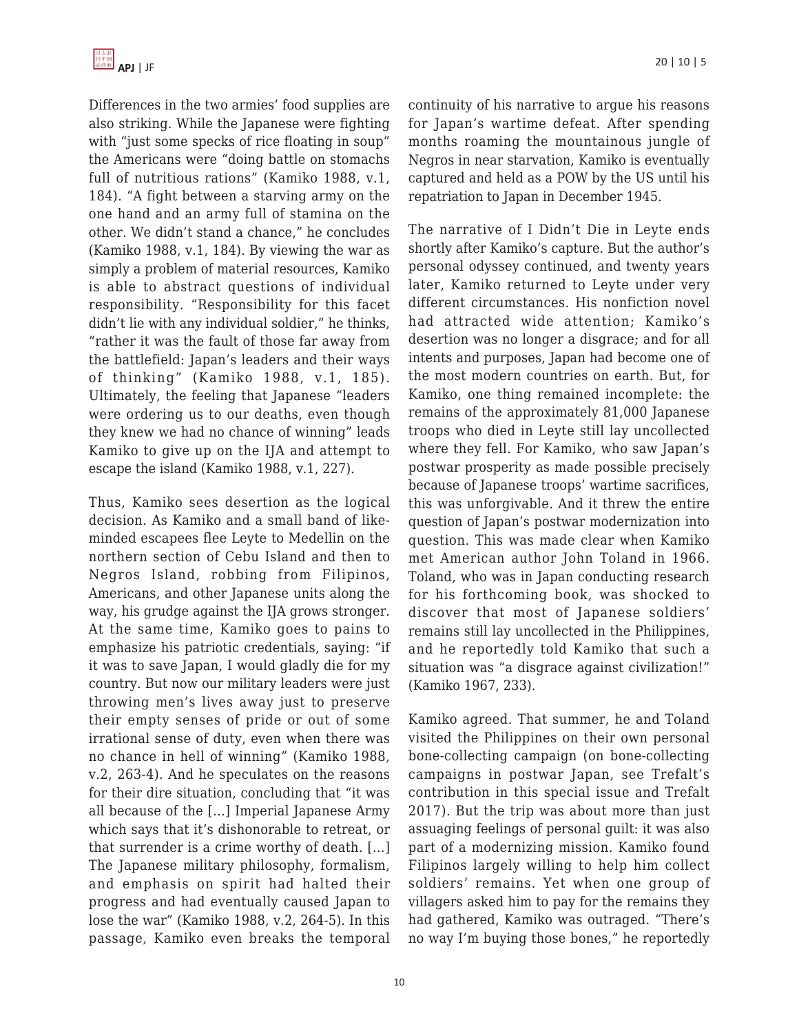Differences in the two armies' food supplies are also striking. While the Japanese were fighting with "just some specks of rice floating in soup" the Americans were "doing battle on stomachs full of nutritious rations" (Kamiko 1988, v.1, 184). "A fight between a starving army on the one hand and an army full of stamina on the other. We didn't stand a chance," he concludes (Kamiko 1988, v.1, 184). By viewing the war as simply a problem of material resources, Kamiko is able to abstract questions of individual responsibility. "Responsibility for this facet didn't lie with any individual soldier," he thinks, "rather it was the fault of those far away from the battlefield: Japan's leaders and their ways of thinking" (Kamiko 1988, v.1, 185). Ultimately, the feeling that Japanese "leaders were ordering us to our deaths, even though they knew we had no chance of winning" leads Kamiko to give up on the IJA and attempt to escape the island (Kamiko 1988, v.1, 227).

Thus, Kamiko sees desertion as the logical decision. As Kamiko and a small band of like-minded escapees flee Leyte to Medellin on the northern section of Cebu Island and then to Negros Island, robbing from Filipinos, Americans, and other Japanese units along the way, his grudge against the IJA grows stronger. At the same time, Kamiko goes to pains to emphasize his patriotic credentials, saying: "if it was to save Japan, I would gladly die for my country. But now our military leaders were just throwing men's lives away just to preserve their empty senses of pride or out of some irrational sense of duty, even when there was no chance in hell of winning" (Kamiko 1988, v.2, 263-4). And he speculates on the reasons for their dire situation, concluding that "it was all because of the [...] Imperial Japanese Army which says that it's dishonorable to retreat, or that surrender is a crime worthy of death. [...] The Japanese military philosophy, formalism, and emphasis on spirit had halted their progress and had eventually caused Japan to lose the war" (Kamiko 1988, v.2, 264-5). In this passage, Kamiko even breaks the temporal continuity of his narrative to argue his reasons for Japan's wartime defeat. After spending months roaming the mountainous jungle of Negros in near starvation, Kamiko is eventually captured and held as a POW by the US until his repatriation to Japan in December 1945.

The narrative of I Didn't Die in Leyte ends shortly after Kamiko's capture. But the author's personal odyssey continued, and twenty years later, Kamiko returned to Leyte under very different circumstances. His nonfiction novel had attracted wide attention; Kamiko's desertion was no longer a disgrace; and for all intents and purposes, Japan had become one of the most modern countries on earth. But, for Kamiko, one thing remained incomplete: the remains of the approximately 81,000 Japanese troops who died in Leyte still lay uncollected where they fell. For Kamiko, who saw Japan's postwar prosperity as made possible precisely because of Japanese troops' wartime sacrifices, this was unforgivable. And it threw the entire question of Japan's postwar modernization into question. This was made clear when Kamiko met American author John Toland in 1966. Toland, who was in Japan conducting research for his forthcoming book, was shocked to discover that most of Japanese soldiers' remains still lay uncollected in the Philippines, and he reportedly told Kamiko that such a situation was "a disgrace against civilization!" (Kamiko 1967, 233).

Kamiko agreed. That summer, he and Toland visited the Philippines on their own personal bone-collecting campaign (on bone-collecting campaigns in postwar Japan, see Trefalt's contribution in this special issue and Trefalt 2017). But the trip was about more than just assuaging feelings of personal guilt: it was also part of a modernizing mission. Kamiko found Filipinos largely willing to help him collect soldiers' remains. Yet when one group of villagers asked him to pay for the remains they had gathered, Kamiko was outraged. "There's no way I'm buying those bones," he reportedly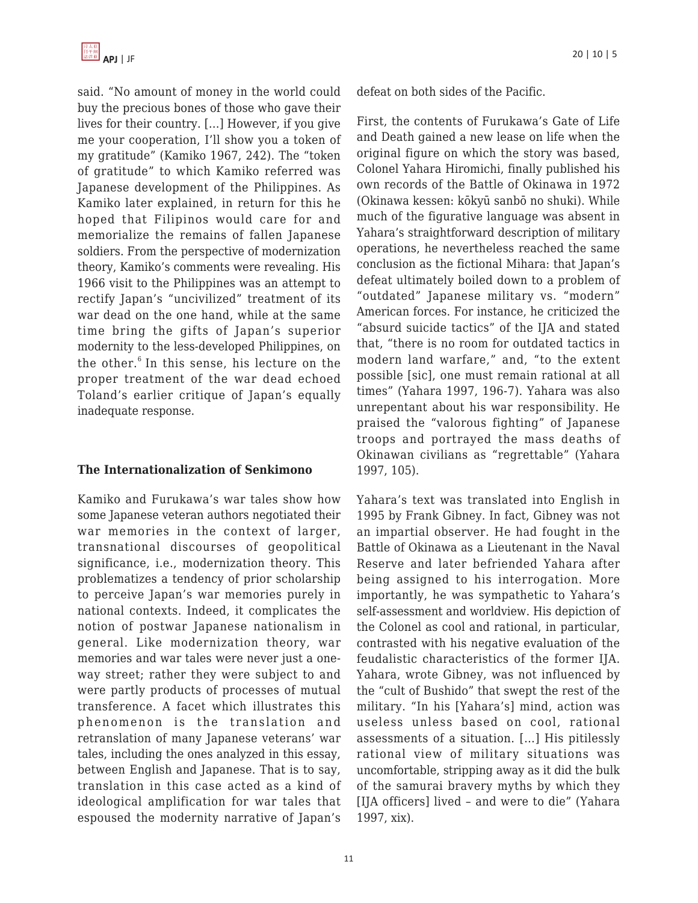said. "No amount of money in the world could buy the precious bones of those who gave their lives for their country. [...] However, if you give me your cooperation, I'll show you a token of my gratitude" (Kamiko 1967, 242). The "token of gratitude" to which Kamiko referred was Japanese development of the Philippines. As Kamiko later explained, in return for this he hoped that Filipinos would care for and memorialize the remains of fallen Japanese soldiers. From the perspective of modernization theory, Kamiko's comments were revealing. His 1966 visit to the Philippines was an attempt to rectify Japan's "uncivilized" treatment of its war dead on the one hand, while at the same time bring the gifts of Japan's superior modernity to the less-developed Philippines, on the other.[6] In this sense, his lecture on the proper treatment of the war dead echoed Toland's earlier critique of Japan's equally inadequate response.

### The Internationalization of Senkimono

Kamiko and Furukawa's war tales show how some Japanese veteran authors negotiated their war memories in the context of larger, transnational discourses of geopolitical significance, i.e., modernization theory. This problematizes a tendency of prior scholarship to perceive Japan's war memories purely in national contexts. Indeed, it complicates the notion of postwar Japanese nationalism in general. Like modernization theory, war memories and war tales were never just a one-way street; rather they were subject to and were partly products of processes of mutual transference. A facet which illustrates this phenomenon is the translation and retranslation of many Japanese veterans' war tales, including the ones analyzed in this essay, between English and Japanese. That is to say, translation in this case acted as a kind of ideological amplification for war tales that espoused the modernity narrative of Japan's defeat on both sides of the Pacific.

First, the contents of Furukawa's Gate of Life and Death gained a new lease on life when the original figure on which the story was based, Colonel Yahara Hiromichi, finally published his own records of the Battle of Okinawa in 1972 (Okinawa kessen: kōkyū sanbō no shuki). While much of the figurative language was absent in Yahara's straightforward description of military operations, he nevertheless reached the same conclusion as the fictional Mihara: that Japan's defeat ultimately boiled down to a problem of "outdated" Japanese military vs. "modern" American forces. For instance, he criticized the "absurd suicide tactics" of the IJA and stated that, "there is no room for outdated tactics in modern land warfare," and, "to the extent possible [sic], one must remain rational at all times" (Yahara 1997, 196-7). Yahara was also unrepentant about his war responsibility. He praised the "valorous fighting" of Japanese troops and portrayed the mass deaths of Okinawan civilians as "regrettable" (Yahara 1997, 105).

Yahara's text was translated into English in 1995 by Frank Gibney. In fact, Gibney was not an impartial observer. He had fought in the Battle of Okinawa as a Lieutenant in the Naval Reserve and later befriended Yahara after being assigned to his interrogation. More importantly, he was sympathetic to Yahara's self-assessment and worldview. His depiction of the Colonel as cool and rational, in particular, contrasted with his negative evaluation of the feudalistic characteristics of the former IJA. Yahara, wrote Gibney, was not influenced by the "cult of Bushido" that swept the rest of the military. "In his [Yahara's] mind, action was useless unless based on cool, rational assessments of a situation. [...] His pitilessly rational view of military situations was uncomfortable, stripping away as it did the bulk of the samurai bravery myths by which they [IJA officers] lived – and were to die" (Yahara 1997, xix).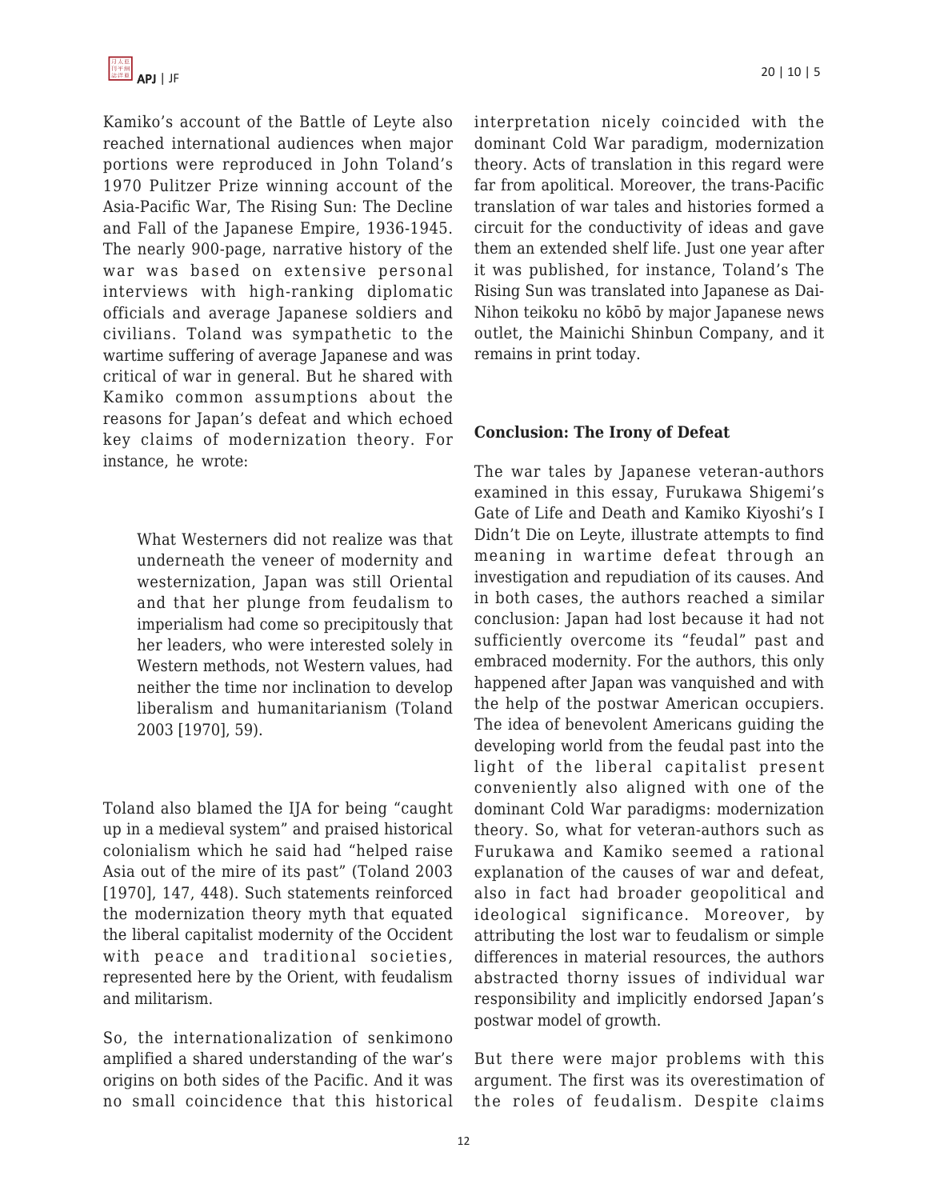Kamiko's account of the Battle of Leyte also reached international audiences when major portions were reproduced in John Toland's 1970 Pulitzer Prize winning account of the Asia-Pacific War, The Rising Sun: The Decline and Fall of the Japanese Empire, 1936-1945. The nearly 900-page, narrative history of the war was based on extensive personal interviews with high-ranking diplomatic officials and average Japanese soldiers and civilians. Toland was sympathetic to the wartime suffering of average Japanese and was critical of war in general. But he shared with Kamiko common assumptions about the reasons for Japan's defeat and which echoed key claims of modernization theory. For instance, he wrote:

> What Westerners did not realize was that underneath the veneer of modernity and westernization, Japan was still Oriental and that her plunge from feudalism to imperialism had come so precipitously that her leaders, who were interested solely in Western methods, not Western values, had neither the time nor inclination to develop liberalism and humanitarianism (Toland 2003 [1970], 59).

Toland also blamed the IJA for being "caught up in a medieval system" and praised historical colonialism which he said had "helped raise Asia out of the mire of its past" (Toland 2003 [1970], 147, 448). Such statements reinforced the modernization theory myth that equated the liberal capitalist modernity of the Occident with peace and traditional societies, represented here by the Orient, with feudalism and militarism.

So, the internationalization of senkimono amplified a shared understanding of the war's origins on both sides of the Pacific. And it was no small coincidence that this historical interpretation nicely coincided with the dominant Cold War paradigm, modernization theory. Acts of translation in this regard were far from apolitical. Moreover, the trans-Pacific translation of war tales and histories formed a circuit for the conductivity of ideas and gave them an extended shelf life. Just one year after it was published, for instance, Toland's The Rising Sun was translated into Japanese as Dai-Nihon teikoku no kōbō by major Japanese news outlet, the Mainichi Shinbun Company, and it remains in print today.

**Conclusion: The Irony of Defeat**

The war tales by Japanese veteran-authors examined in this essay, Furukawa Shigemi's Gate of Life and Death and Kamiko Kiyoshi's I Didn't Die on Leyte, illustrate attempts to find meaning in wartime defeat through an investigation and repudiation of its causes. And in both cases, the authors reached a similar conclusion: Japan had lost because it had not sufficiently overcome its "feudal" past and embraced modernity. For the authors, this only happened after Japan was vanquished and with the help of the postwar American occupiers. The idea of benevolent Americans guiding the developing world from the feudal past into the light of the liberal capitalist present conveniently also aligned with one of the dominant Cold War paradigms: modernization theory. So, what for veteran-authors such as Furukawa and Kamiko seemed a rational explanation of the causes of war and defeat, also in fact had broader geopolitical and ideological significance. Moreover, by attributing the lost war to feudalism or simple differences in material resources, the authors abstracted thorny issues of individual war responsibility and implicitly endorsed Japan's postwar model of growth.

But there were major problems with this argument. The first was its overestimation of the roles of feudalism. Despite claims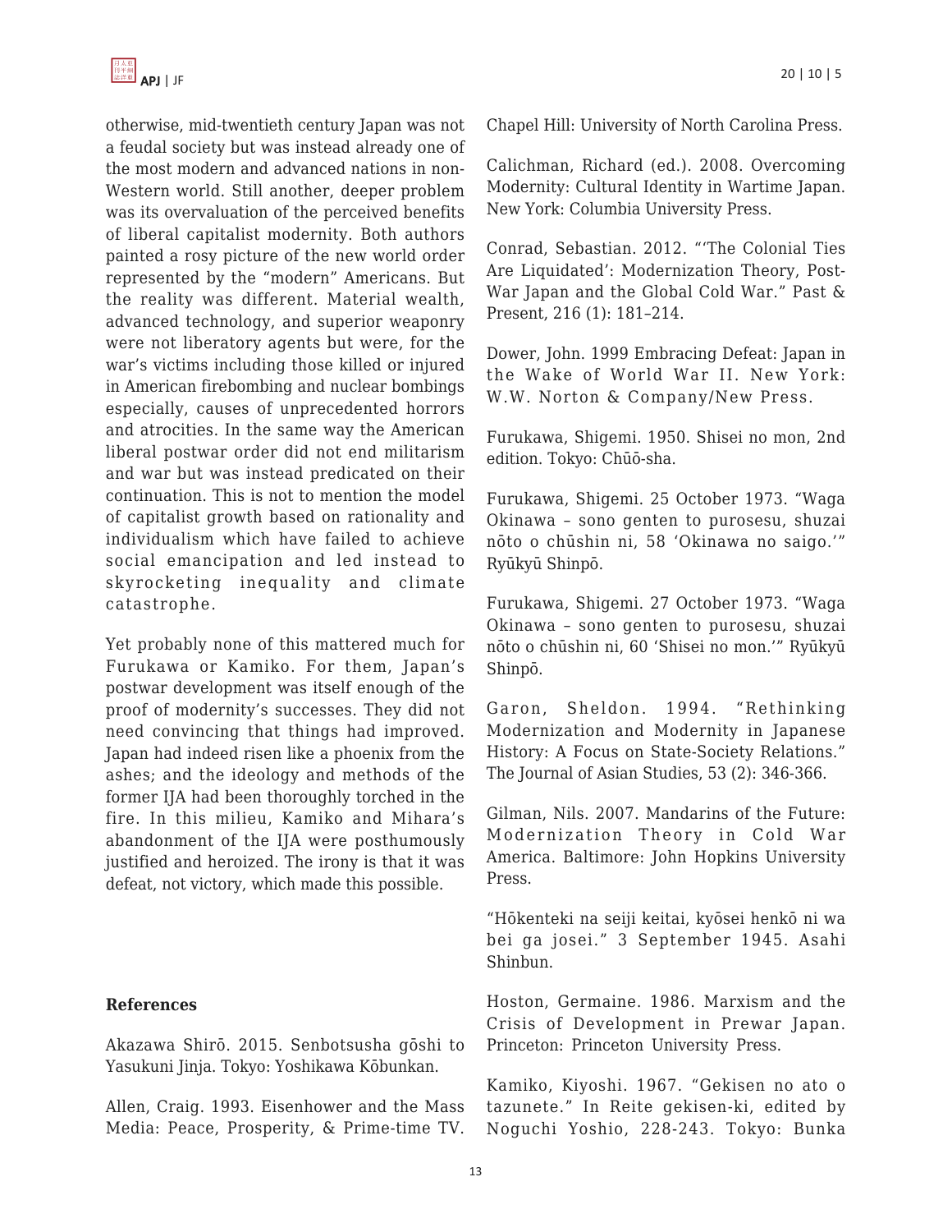otherwise, mid-twentieth century Japan was not a feudal society but was instead already one of the most modern and advanced nations in non-Western world. Still another, deeper problem was its overvaluation of the perceived benefits of liberal capitalist modernity. Both authors painted a rosy picture of the new world order represented by the "modern" Americans. But the reality was different. Material wealth, advanced technology, and superior weaponry were not liberatory agents but were, for the war's victims including those killed or injured in American firebombing and nuclear bombings especially, causes of unprecedented horrors and atrocities. In the same way the American liberal postwar order did not end militarism and war but was instead predicated on their continuation. This is not to mention the model of capitalist growth based on rationality and individualism which have failed to achieve social emancipation and led instead to skyrocketing inequality and climate catastrophe.

Yet probably none of this mattered much for Furukawa or Kamiko. For them, Japan's postwar development was itself enough of the proof of modernity's successes. They did not need convincing that things had improved. Japan had indeed risen like a phoenix from the ashes; and the ideology and methods of the former IJA had been thoroughly torched in the fire. In this milieu, Kamiko and Mihara's abandonment of the IJA were posthumously justified and heroized. The irony is that it was defeat, not victory, which made this possible.

**References**

Akazawa Shirō. 2015. Senbotsusha gōshi to Yasukuni Jinja. Tokyo: Yoshikawa Kōbunkan.

Allen, Craig. 1993. Eisenhower and the Mass Media: Peace, Prosperity, & Prime-time TV. Chapel Hill: University of North Carolina Press.

Calichman, Richard (ed.). 2008. Overcoming Modernity: Cultural Identity in Wartime Japan. New York: Columbia University Press.

Conrad, Sebastian. 2012. "'The Colonial Ties Are Liquidated': Modernization Theory, Post-War Japan and the Global Cold War." Past & Present, 216 (1): 181–214.

Dower, John. 1999 Embracing Defeat: Japan in the Wake of World War II. New York: W.W. Norton & Company/New Press.

Furukawa, Shigemi. 1950. Shisei no mon, 2nd edition. Tokyo: Chūō-sha.

Furukawa, Shigemi. 25 October 1973. "Waga Okinawa – sono genten to purosesu, shuzai nōto o chūshin ni, 58 'Okinawa no saigo.'" Ryūkyū Shinpō.

Furukawa, Shigemi. 27 October 1973. "Waga Okinawa – sono genten to purosesu, shuzai nōto o chūshin ni, 60 'Shisei no mon.'" Ryūkyū Shinpō.

Garon, Sheldon. 1994. "Rethinking Modernization and Modernity in Japanese History: A Focus on State-Society Relations." The Journal of Asian Studies, 53 (2): 346-366.

Gilman, Nils. 2007. Mandarins of the Future: Modernization Theory in Cold War America. Baltimore: John Hopkins University Press.

"Hōkenteki na seiji keitai, kyōsei henkō ni wa bei ga josei." 3 September 1945. Asahi Shinbun.

Hoston, Germaine. 1986. Marxism and the Crisis of Development in Prewar Japan. Princeton: Princeton University Press.

Kamiko, Kiyoshi. 1967. "Gekisen no ato o tazunete." In Reite gekisen-ki, edited by Noguchi Yoshio, 228-243. Tokyo: Bunka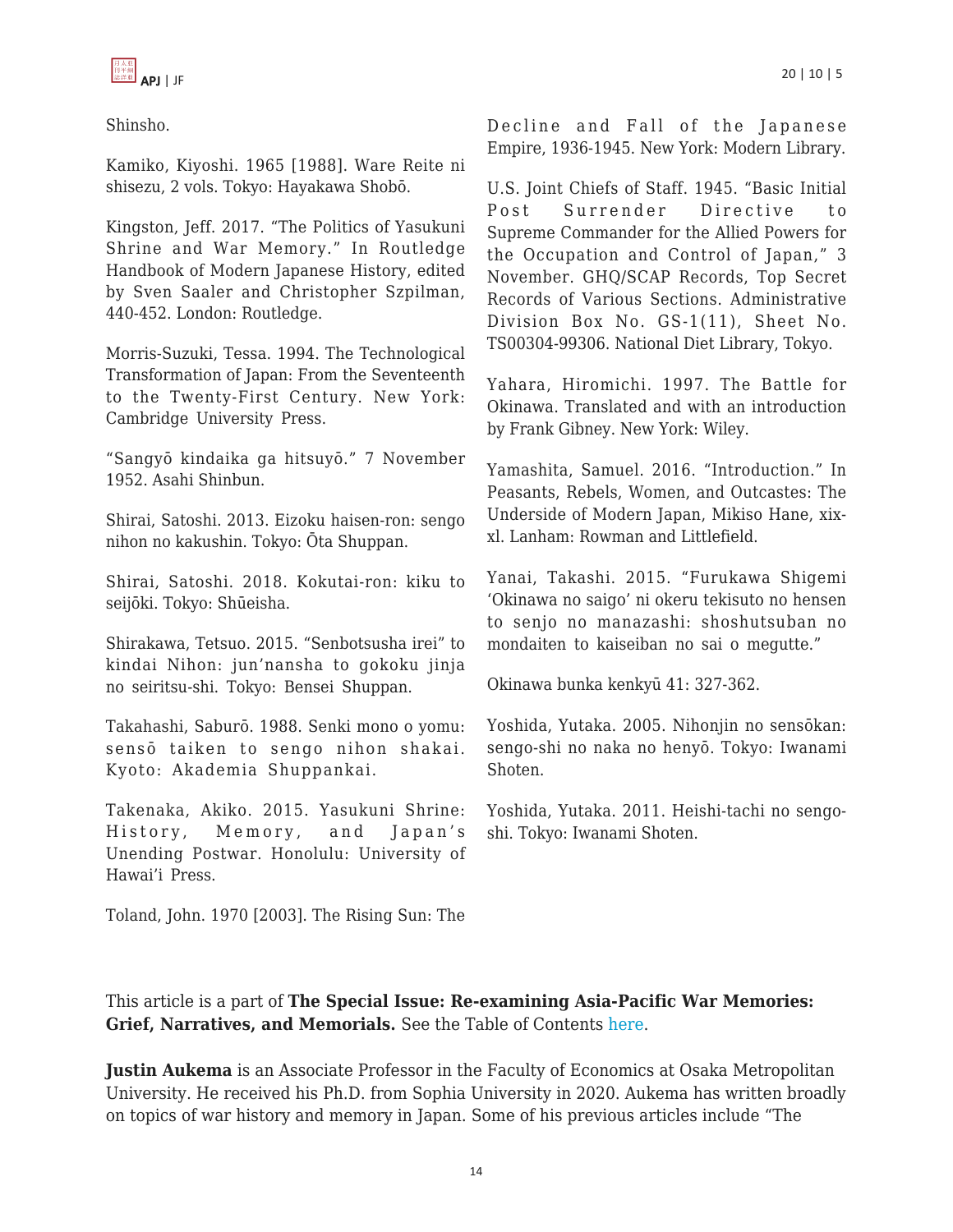Shinsho.

Kamiko, Kiyoshi. 1965 [1988]. Ware Reite ni shisezu, 2 vols. Tokyo: Hayakawa Shobō.

Kingston, Jeff. 2017. "The Politics of Yasukuni Shrine and War Memory." In Routledge Handbook of Modern Japanese History, edited by Sven Saaler and Christopher Szpilman, 440-452. London: Routledge.

Morris-Suzuki, Tessa. 1994. The Technological Transformation of Japan: From the Seventeenth to the Twenty-First Century. New York: Cambridge University Press.

"Sangyō kindaika ga hitsuyō." 7 November 1952. Asahi Shinbun.

Shirai, Satoshi. 2013. Eizoku haisen-ron: sengo nihon no kakushin. Tokyo: Ōta Shuppan.

Shirai, Satoshi. 2018. Kokutai-ron: kiku to seijōki. Tokyo: Shūeisha.

Shirakawa, Tetsuo. 2015. "Senbotsusha irei" to kindai Nihon: jun'nansha to gokoku jinja no seiritsu-shi. Tokyo: Bensei Shuppan.

Takahashi, Saburō. 1988. Senki mono o yomu: sensō taiken to sengo nihon shakai. Kyoto: Akademia Shuppankai.

Takenaka, Akiko. 2015. Yasukuni Shrine: History, Memory, and Japan's Unending Postwar. Honolulu: University of Hawai'i Press.

Toland, John. 1970 [2003]. The Rising Sun: The Decline and Fall of the Japanese Empire, 1936-1945. New York: Modern Library.

U.S. Joint Chiefs of Staff. 1945. "Basic Initial Post Surrender Directive to Supreme Commander for the Allied Powers for the Occupation and Control of Japan," 3 November. GHQ/SCAP Records, Top Secret Records of Various Sections. Administrative Division Box No. GS-1(11), Sheet No. TS00304-99306. National Diet Library, Tokyo.

Yahara, Hiromichi. 1997. The Battle for Okinawa. Translated and with an introduction by Frank Gibney. New York: Wiley.

Yamashita, Samuel. 2016. "Introduction." In Peasants, Rebels, Women, and Outcastes: The Underside of Modern Japan, Mikiso Hane, xix-xl. Lanham: Rowman and Littlefield.

Yanai, Takashi. 2015. "Furukawa Shigemi 'Okinawa no saigo' ni okeru tekisuto no hensen to senjo no manazashi: shoshutsuban no mondaiten to kaiseiban no sai o megutte."

Okinawa bunka kenkyū 41: 327-362.

Yoshida, Yutaka. 2005. Nihonjin no sensōkan: sengo-shi no naka no henyō. Tokyo: Iwanami Shoten.

Yoshida, Yutaka. 2011. Heishi-tachi no sengo-shi. Tokyo: Iwanami Shoten.

This article is a part of **The Special Issue: Re-examining Asia-Pacific War Memories: Grief, Narratives, and Memorials.** See the Table of Contents here.

**Justin Aukema** is an Associate Professor in the Faculty of Economics at Osaka Metropolitan University. He received his Ph.D. from Sophia University in 2020. Aukema has written broadly on topics of war history and memory in Japan. Some of his previous articles include "The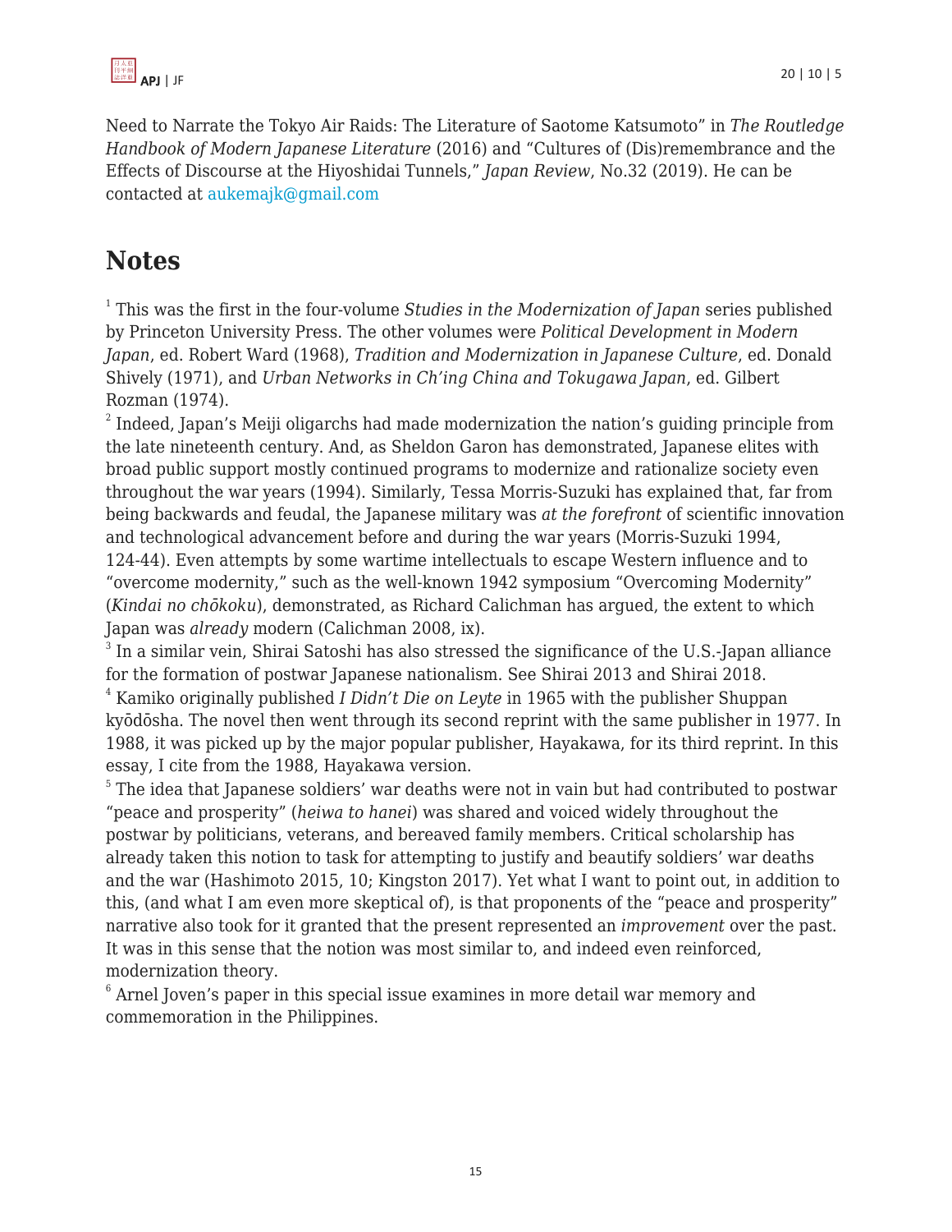Need to Narrate the Tokyo Air Raids: The Literature of Saotome Katsumoto" in *The Routledge Handbook of Modern Japanese Literature* (2016) and "Cultures of (Dis)remembrance and the Effects of Discourse at the Hiyoshidai Tunnels," *Japan Review*, No.32 (2019). He can be contacted at aukemajk@gmail.com

## Notes

[1] This was the first in the four-volume *Studies in the Modernization of Japan* series published by Princeton University Press. The other volumes were *Political Development in Modern Japan*, ed. Robert Ward (1968), *Tradition and Modernization in Japanese Culture*, ed. Donald Shively (1971), and *Urban Networks in Ch'ing China and Tokugawa Japan*, ed. Gilbert Rozman (1974).

[2] Indeed, Japan's Meiji oligarchs had made modernization the nation's guiding principle from the late nineteenth century. And, as Sheldon Garon has demonstrated, Japanese elites with broad public support mostly continued programs to modernize and rationalize society even throughout the war years (1994). Similarly, Tessa Morris-Suzuki has explained that, far from being backwards and feudal, the Japanese military was *at the forefront* of scientific innovation and technological advancement before and during the war years (Morris-Suzuki 1994, 124-44). Even attempts by some wartime intellectuals to escape Western influence and to "overcome modernity," such as the well-known 1942 symposium "Overcoming Modernity" (*Kindai no chōkoku*), demonstrated, as Richard Calichman has argued, the extent to which Japan was *already* modern (Calichman 2008, ix).

[3] In a similar vein, Shirai Satoshi has also stressed the significance of the U.S.-Japan alliance for the formation of postwar Japanese nationalism. See Shirai 2013 and Shirai 2018.

[4] Kamiko originally published *I Didn't Die on Leyte* in 1965 with the publisher Shuppan kyōdōsha. The novel then went through its second reprint with the same publisher in 1977. In 1988, it was picked up by the major popular publisher, Hayakawa, for its third reprint. In this essay, I cite from the 1988, Hayakawa version.

[5] The idea that Japanese soldiers' war deaths were not in vain but had contributed to postwar "peace and prosperity" (*heiwa to hanei*) was shared and voiced widely throughout the postwar by politicians, veterans, and bereaved family members. Critical scholarship has already taken this notion to task for attempting to justify and beautify soldiers' war deaths and the war (Hashimoto 2015, 10; Kingston 2017). Yet what I want to point out, in addition to this, (and what I am even more skeptical of), is that proponents of the "peace and prosperity" narrative also took for it granted that the present represented an *improvement* over the past. It was in this sense that the notion was most similar to, and indeed even reinforced, modernization theory.

[6] Arnel Joven's paper in this special issue examines in more detail war memory and commemoration in the Philippines.